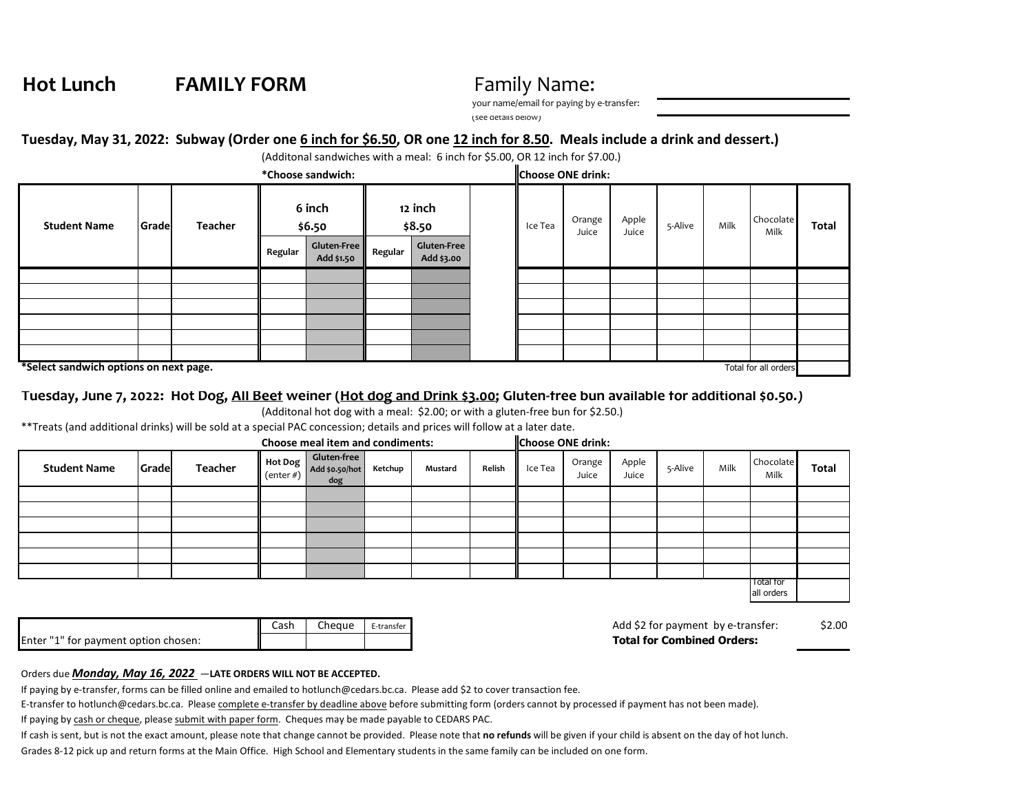# Hot Lunch FAMILY FORM

Family Name: ______________________

your name/email for paying by e-transfer: ______________________
(see details below)

## Tuesday, May 31, 2022: Subway (Order one 6 inch for $6.50, OR one 12 inch for 8.50. Meals include a drink and dessert.)

(Additonal sandwiches with a meal: 6 inch for $5.00, OR 12 inch for $7.00.)

| Student Name | Grade | Teacher | *Choose sandwich: 6 inch $6.50 Regular | 6 inch $6.50 Gluten-Free Add $1.50 | 12 inch $8.50 Regular | 12 inch $8.50 Gluten-Free Add $3.00 | | Choose ONE drink: Ice Tea | Orange Juice | Apple Juice | 5-Alive | Milk | Chocolate Milk | Total |
|---|---|---|---|---|---|---|---|---|---|---|---|---|---|---|
| | | | | | | | | | | | | | | |
| | | | | | | | | | | | | | | |
| | | | | | | | | | | | | | | |
| | | | | | | | | | | | | | | |
| | | | | | | | | | | | | | | |
| | | | | | | | | | | | | | | |
| | | | | | | | | | | | | | Total for all orders | |

*Select sandwich options on next page.

## Tuesday, June 7, 2022: Hot Dog, All Beef weiner (Hot dog and Drink $3.00; Gluten-free bun available for additional $0.50.)

(Additonal hot dog with a meal: $2.00; or with a gluten-free bun for $2.50.)

**Treats (and additional drinks) will be sold at a special PAC concession; details and prices will follow at a later date.

| Student Name | Grade | Teacher | Choose meal item and condiments: Hot Dog (enter #) | Gluten-free Add $0.50/hot dog | Ketchup | Mustard | Relish | Choose ONE drink: Ice Tea | Orange Juice | Apple Juice | 5-Alive | Milk | Chocolate Milk | Total |
|---|---|---|---|---|---|---|---|---|---|---|---|---|---|---|
| | | | | | | | | | | | | | | |
| | | | | | | | | | | | | | | |
| | | | | | | | | | | | | | | |
| | | | | | | | | | | | | | | |
| | | | | | | | | | | | | | | |
| | | | | | | | | | | | | | | |
| | | | | | | | | | | | | | Total for all orders | |

| | Cash | Cheque | E-transfer |
|---|---|---|---|
| Enter "1" for payment option chosen: | | | |

Add $2 for payment by e-transfer: $2.00

**Total for Combined Orders:** ______

Orders due ***Monday, May 16, 2022*** —**LATE ORDERS WILL NOT BE ACCEPTED.**

If paying by e-transfer, forms can be filled online and emailed to hotlunch@cedars.bc.ca. Please add $2 to cover transaction fee.

E-transfer to hotlunch@cedars.bc.ca. Please complete e-transfer by deadline above before submitting form (orders cannot by processed if payment has not been made).

If paying by cash or cheque, please submit with paper form. Cheques may be made payable to CEDARS PAC.

If cash is sent, but is not the exact amount, please note that change cannot be provided. Please note that **no refunds** will be given if your child is absent on the day of hot lunch.

Grades 8-12 pick up and return forms at the Main Office. High School and Elementary students in the same family can be included on one form.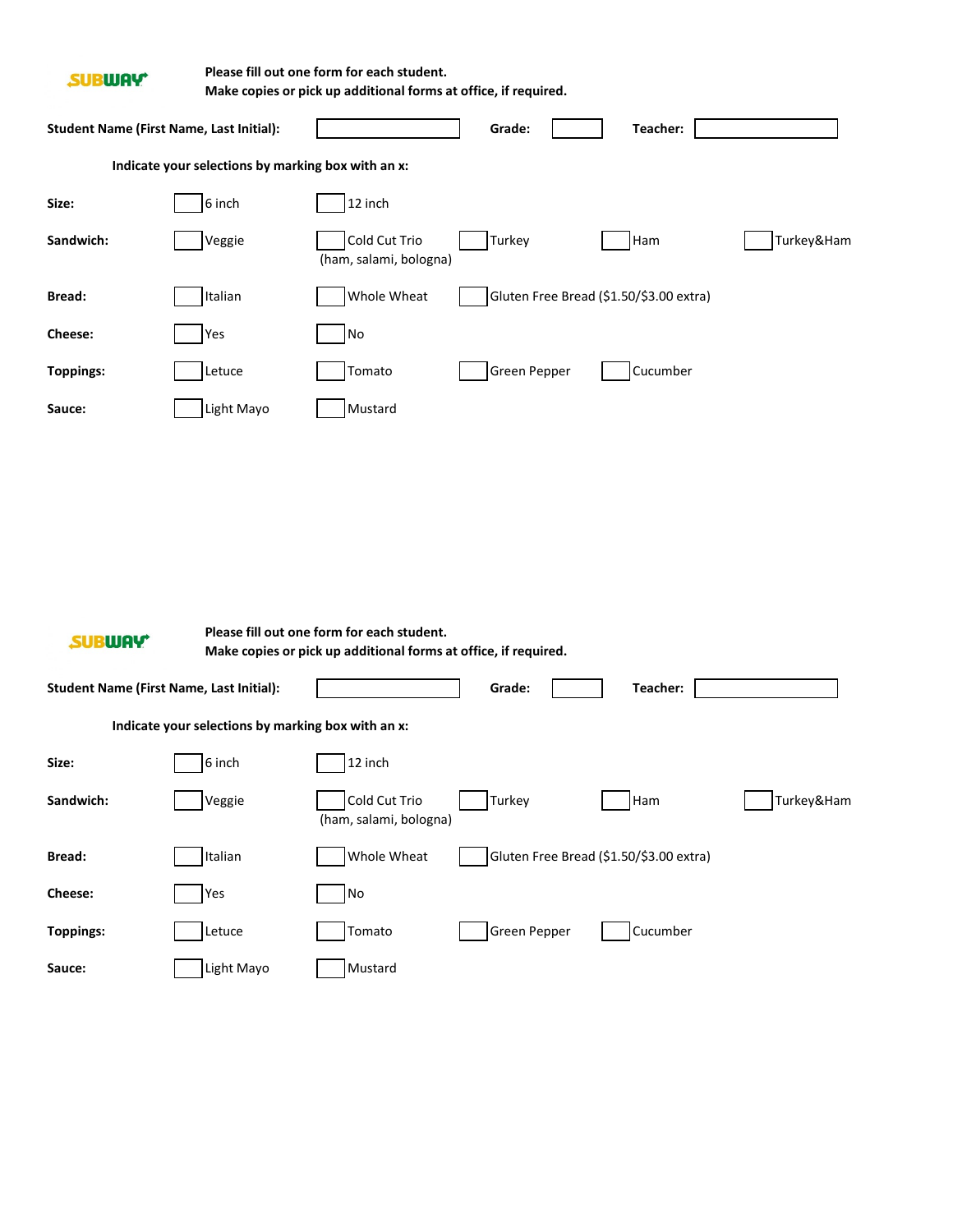SUBWAY

**Please fill out one form for each student.**
**Make copies or pick up additional forms at office, if required.**

**Student Name (First Name, Last Initial):** ☐ **Grade:** ☐ **Teacher:** ☐

**Indicate your selections by marking box with an x:**

| | | | | | |
|---|---|---|---|---|---|
| **Size:** | ☐ 6 inch | ☐ 12 inch | | | |
| **Sandwich:** | ☐ Veggie | ☐ Cold Cut Trio (ham, salami, bologna) | ☐ Turkey | ☐ Ham | ☐ Turkey&Ham |
| **Bread:** | ☐ Italian | ☐ Whole Wheat | ☐ Gluten Free Bread ($1.50/$3.00 extra) | | |
| **Cheese:** | ☐ Yes | ☐ No | | | |
| **Toppings:** | ☐ Letuce | ☐ Tomato | ☐ Green Pepper | ☐ Cucumber | |
| **Sauce:** | ☐ Light Mayo | ☐ Mustard | | | |

SUBWAY

**Please fill out one form for each student.**
**Make copies or pick up additional forms at office, if required.**

**Student Name (First Name, Last Initial):** ☐ **Grade:** ☐ **Teacher:** ☐

**Indicate your selections by marking box with an x:**

| | | | | | |
|---|---|---|---|---|---|
| **Size:** | ☐ 6 inch | ☐ 12 inch | | | |
| **Sandwich:** | ☐ Veggie | ☐ Cold Cut Trio (ham, salami, bologna) | ☐ Turkey | ☐ Ham | ☐ Turkey&Ham |
| **Bread:** | ☐ Italian | ☐ Whole Wheat | ☐ Gluten Free Bread ($1.50/$3.00 extra) | | |
| **Cheese:** | ☐ Yes | ☐ No | | | |
| **Toppings:** | ☐ Letuce | ☐ Tomato | ☐ Green Pepper | ☐ Cucumber | |
| **Sauce:** | ☐ Light Mayo | ☐ Mustard | | | |